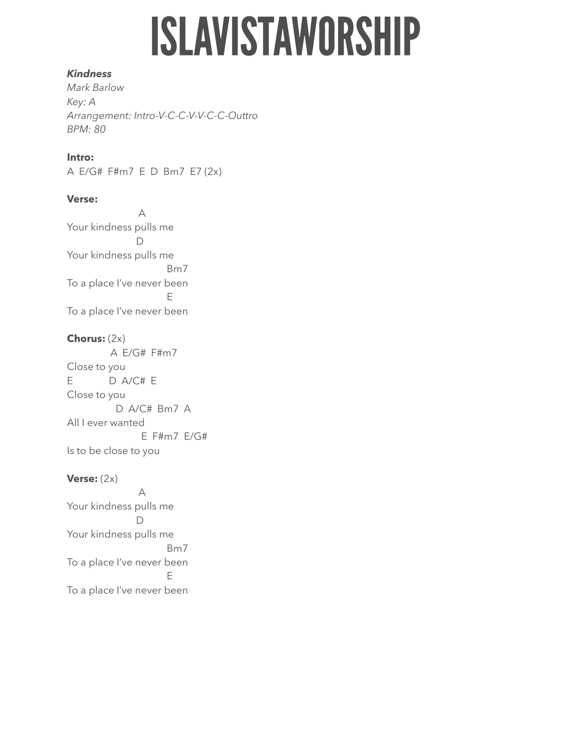# ISLAVISTAWORSHIP

***Kindness***
*Mark Barlow*
*Key: A*
*Arrangement: Intro-V-C-C-V-V-C-C-Outtro*
*BPM: 80*

**Intro:**
A  E/G#  F#m7  E  D  Bm7  E7 (2x)

**Verse:**

```
                     A
Your kindness pulls me
                    D
Your kindness pulls me
                            Bm7
To a place I've never been
                            E
To a place I've never been
```

**Chorus:** (2x)

```
            A  E/G#  F#m7
Close to you
E           D  A/C#  E
Close to you
              D  A/C#  Bm7  A
All I ever wanted
                     E  F#m7  E/G#
Is to be close to you
```

**Verse:** (2x)

```
                     A
Your kindness pulls me
                    D
Your kindness pulls me
                            Bm7
To a place I've never been
                            E
To a place I've never been
```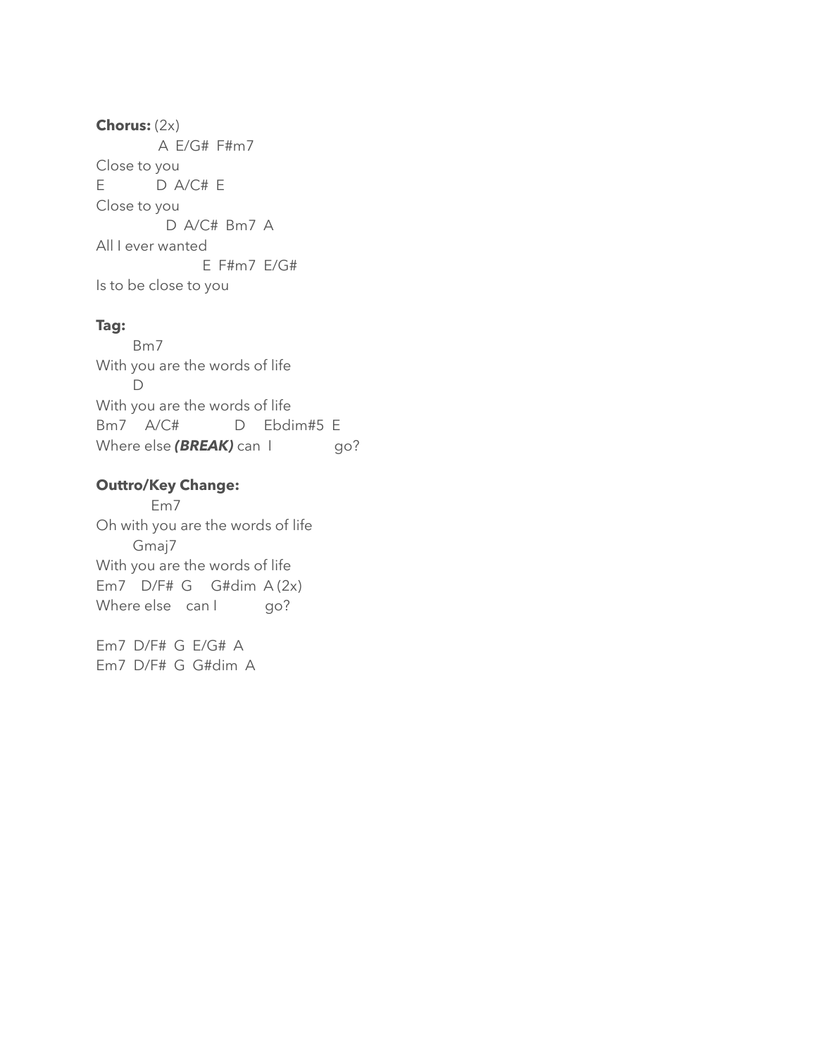**Chorus:** (2x)

```
          A  E/G#  F#m7
Close to you
E            D  A/C#  E
Close to you
           D  A/C#  Bm7  A
All I ever wanted
                    E  F#m7  E/G#
Is to be close to you
```

**Tag:**

```
       Bm7
With you are the words of life
       D
With you are the words of life
Bm7     A/C#          D     Ebdim#5  E
Where else (BREAK) can  I            go?
```

**Outtro/Key Change:**

```
          Em7
Oh with you are the words of life
       Gmaj7
With you are the words of life
Em7    D/F#  G     G#dim  A (2x)
Where else    can I          go?

Em7  D/F#  G  E/G#  A
Em7  D/F#  G  G#dim  A
```